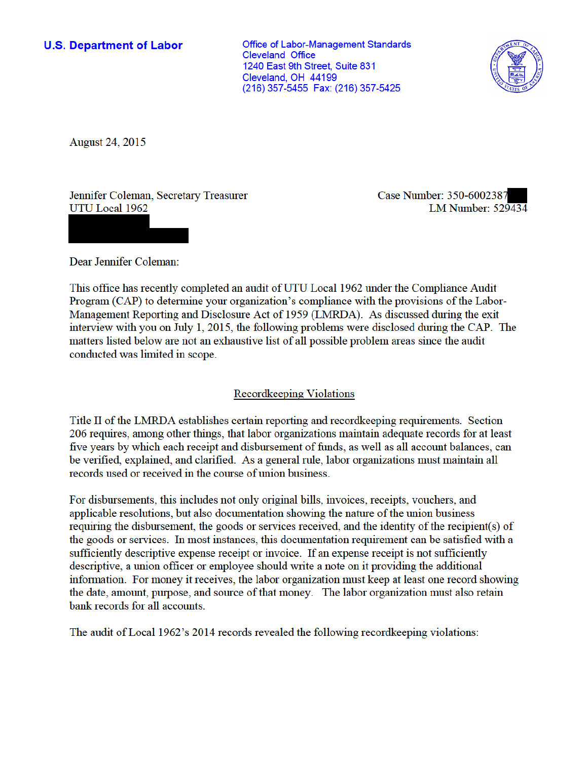**U.S. Department of Labor**

Office of Labor-Management Standards
Cleveland Office
1240 East 9th Street, Suite 831
Cleveland, OH 44199
(216) 357-5455 Fax: (216) 357-5425

August 24, 2015

Jennifer Coleman, Secretary Treasurer
UTU Local 1962

Case Number: 350-6002387
LM Number: 529434

Dear Jennifer Coleman:

This office has recently completed an audit of UTU Local 1962 under the Compliance Audit Program (CAP) to determine your organization's compliance with the provisions of the Labor-Management Reporting and Disclosure Act of 1959 (LMRDA). As discussed during the exit interview with you on July 1, 2015, the following problems were disclosed during the CAP. The matters listed below are not an exhaustive list of all possible problem areas since the audit conducted was limited in scope.

## Recordkeeping Violations

Title II of the LMRDA establishes certain reporting and recordkeeping requirements. Section 206 requires, among other things, that labor organizations maintain adequate records for at least five years by which each receipt and disbursement of funds, as well as all account balances, can be verified, explained, and clarified. As a general rule, labor organizations must maintain all records used or received in the course of union business.

For disbursements, this includes not only original bills, invoices, receipts, vouchers, and applicable resolutions, but also documentation showing the nature of the union business requiring the disbursement, the goods or services received, and the identity of the recipient(s) of the goods or services. In most instances, this documentation requirement can be satisfied with a sufficiently descriptive expense receipt or invoice. If an expense receipt is not sufficiently descriptive, a union officer or employee should write a note on it providing the additional information. For money it receives, the labor organization must keep at least one record showing the date, amount, purpose, and source of that money. The labor organization must also retain bank records for all accounts.

The audit of Local 1962's 2014 records revealed the following recordkeeping violations: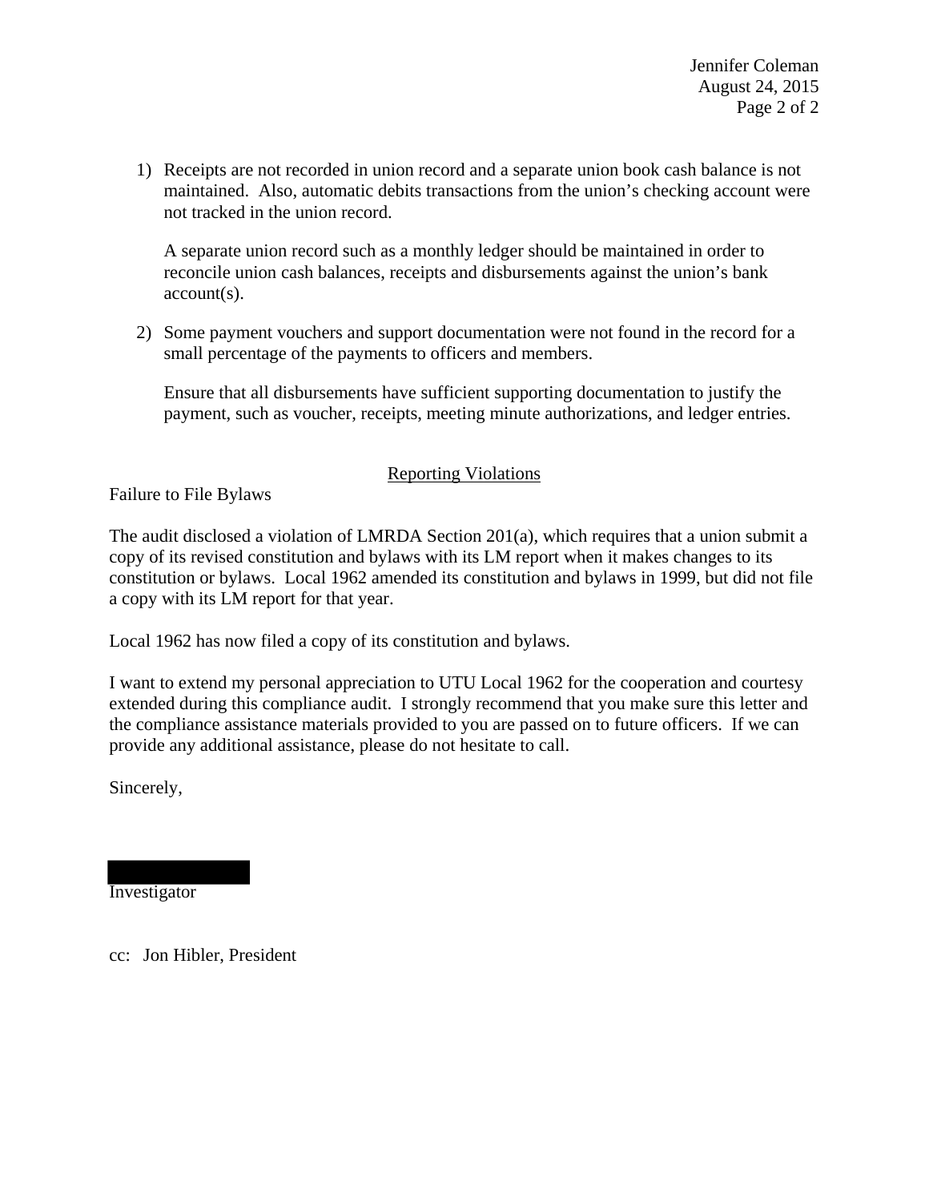1) Receipts are not recorded in union record and a separate union book cash balance is not maintained. Also, automatic debits transactions from the union's checking account were not tracked in the union record.

   A separate union record such as a monthly ledger should be maintained in order to reconcile union cash balances, receipts and disbursements against the union's bank account(s).

2) Some payment vouchers and support documentation were not found in the record for a small percentage of the payments to officers and members.

   Ensure that all disbursements have sufficient supporting documentation to justify the payment, such as voucher, receipts, meeting minute authorizations, and ledger entries.

## Reporting Violations

Failure to File Bylaws

The audit disclosed a violation of LMRDA Section 201(a), which requires that a union submit a copy of its revised constitution and bylaws with its LM report when it makes changes to its constitution or bylaws. Local 1962 amended its constitution and bylaws in 1999, but did not file a copy with its LM report for that year.

Local 1962 has now filed a copy of its constitution and bylaws.

I want to extend my personal appreciation to UTU Local 1962 for the cooperation and courtesy extended during this compliance audit. I strongly recommend that you make sure this letter and the compliance assistance materials provided to you are passed on to future officers. If we can provide any additional assistance, please do not hesitate to call.

Sincerely,

Investigator

cc: Jon Hibler, President